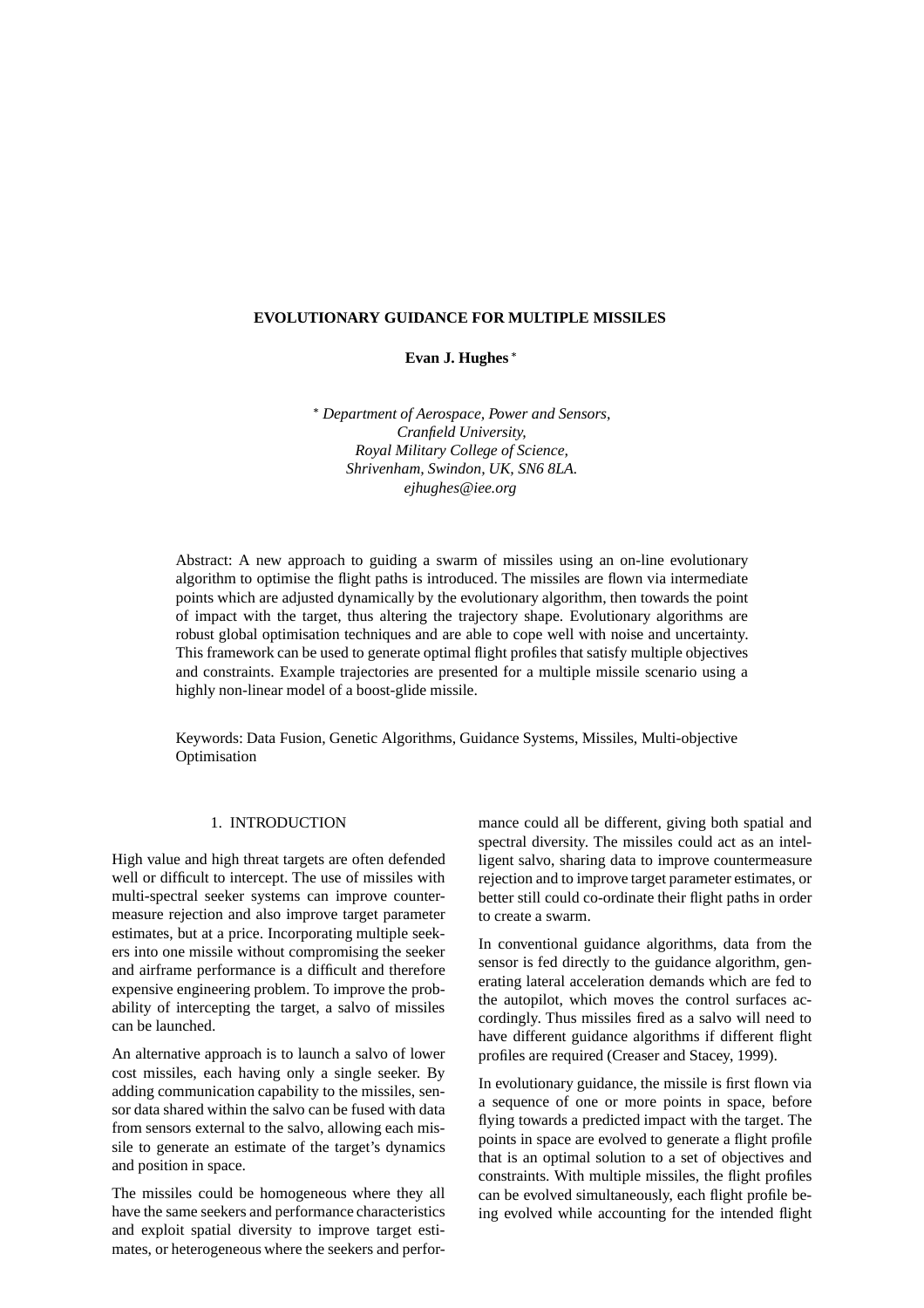# EVOLUTIONARY GUIDANCE FOR MULTIPLE MISSILES

**Evan J. Hughes** *

\* *Department of Aerospace, Power and Sensors,*
*Cranfield University,*
*Royal Military College of Science,*
*Shrivenham, Swindon, UK, SN6 8LA.*
*ejhughes@iee.org*

Abstract: A new approach to guiding a swarm of missiles using an on-line evolutionary algorithm to optimise the flight paths is introduced. The missiles are flown via intermediate points which are adjusted dynamically by the evolutionary algorithm, then towards the point of impact with the target, thus altering the trajectory shape. Evolutionary algorithms are robust global optimisation techniques and are able to cope well with noise and uncertainty. This framework can be used to generate optimal flight profiles that satisfy multiple objectives and constraints. Example trajectories are presented for a multiple missile scenario using a highly non-linear model of a boost-glide missile.

Keywords: Data Fusion, Genetic Algorithms, Guidance Systems, Missiles, Multi-objective Optimisation

## 1. INTRODUCTION

High value and high threat targets are often defended well or difficult to intercept. The use of missiles with multi-spectral seeker systems can improve countermeasure rejection and also improve target parameter estimates, but at a price. Incorporating multiple seekers into one missile without compromising the seeker and airframe performance is a difficult and therefore expensive engineering problem. To improve the probability of intercepting the target, a salvo of missiles can be launched.

An alternative approach is to launch a salvo of lower cost missiles, each having only a single seeker. By adding communication capability to the missiles, sensor data shared within the salvo can be fused with data from sensors external to the salvo, allowing each missile to generate an estimate of the target's dynamics and position in space.

The missiles could be homogeneous where they all have the same seekers and performance characteristics and exploit spatial diversity to improve target estimates, or heterogeneous where the seekers and performance could all be different, giving both spatial and spectral diversity. The missiles could act as an intelligent salvo, sharing data to improve countermeasure rejection and to improve target parameter estimates, or better still could co-ordinate their flight paths in order to create a swarm.

In conventional guidance algorithms, data from the sensor is fed directly to the guidance algorithm, generating lateral acceleration demands which are fed to the autopilot, which moves the control surfaces accordingly. Thus missiles fired as a salvo will need to have different guidance algorithms if different flight profiles are required (Creaser and Stacey, 1999).

In evolutionary guidance, the missile is first flown via a sequence of one or more points in space, before flying towards a predicted impact with the target. The points in space are evolved to generate a flight profile that is an optimal solution to a set of objectives and constraints. With multiple missiles, the flight profiles can be evolved simultaneously, each flight profile being evolved while accounting for the intended flight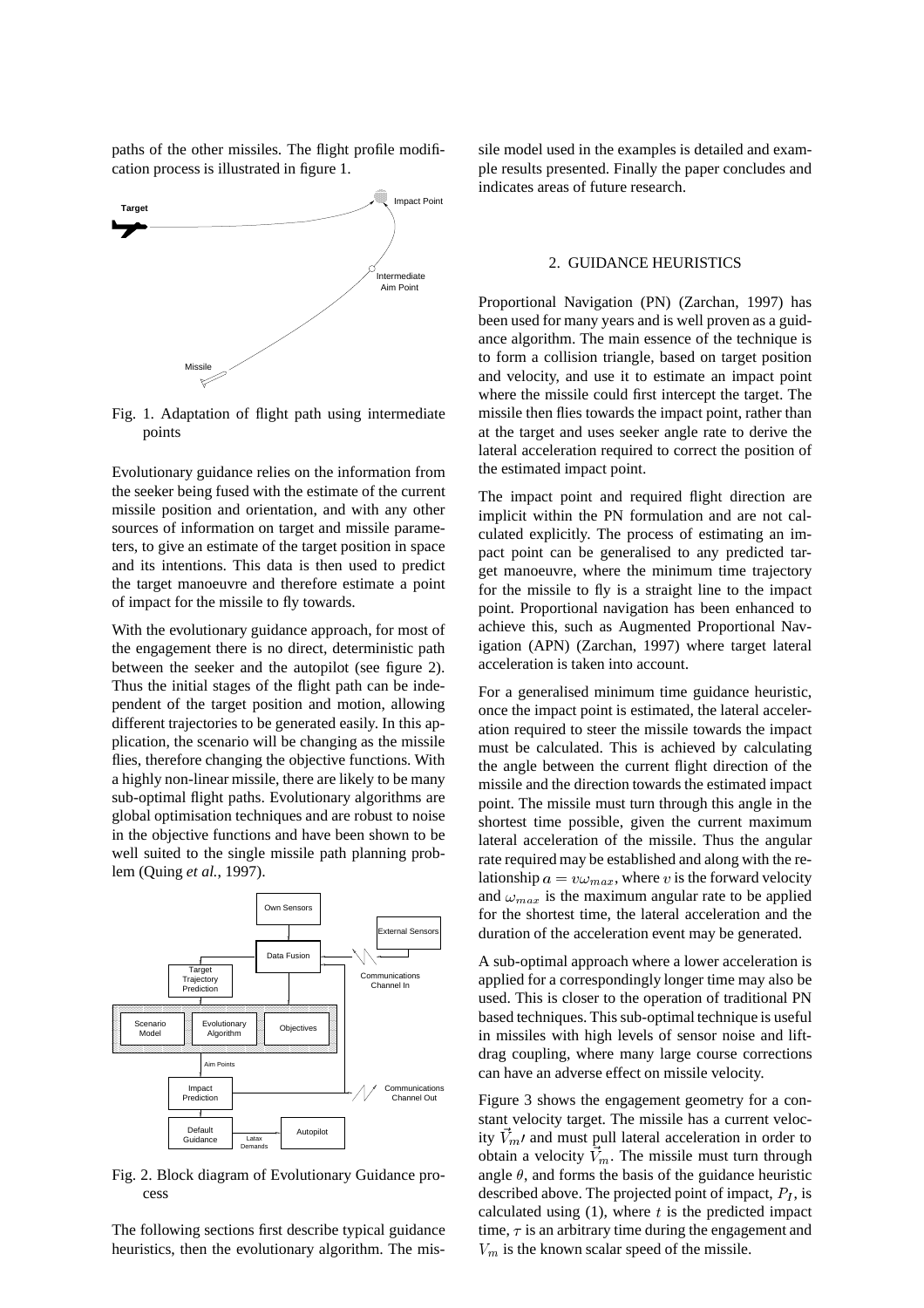paths of the other missiles. The flight profile modification process is illustrated in figure 1.

Fig. 1. Adaptation of flight path using intermediate points

Evolutionary guidance relies on the information from the seeker being fused with the estimate of the current missile position and orientation, and with any other sources of information on target and missile parameters, to give an estimate of the target position in space and its intentions. This data is then used to predict the target manoeuvre and therefore estimate a point of impact for the missile to fly towards.

With the evolutionary guidance approach, for most of the engagement there is no direct, deterministic path between the seeker and the autopilot (see figure 2). Thus the initial stages of the flight path can be independent of the target position and motion, allowing different trajectories to be generated easily. In this application, the scenario will be changing as the missile flies, therefore changing the objective functions. With a highly non-linear missile, there are likely to be many sub-optimal flight paths. Evolutionary algorithms are global optimisation techniques and are robust to noise in the objective functions and have been shown to be well suited to the single missile path planning problem (Quing *et al.*, 1997).

Fig. 2. Block diagram of Evolutionary Guidance process

The following sections first describe typical guidance heuristics, then the evolutionary algorithm. The missile model used in the examples is detailed and example results presented. Finally the paper concludes and indicates areas of future research.

## 2. GUIDANCE HEURISTICS

Proportional Navigation (PN) (Zarchan, 1997) has been used for many years and is well proven as a guidance algorithm. The main essence of the technique is to form a collision triangle, based on target position and velocity, and use it to estimate an impact point where the missile could first intercept the target. The missile then flies towards the impact point, rather than at the target and uses seeker angle rate to derive the lateral acceleration required to correct the position of the estimated impact point.

The impact point and required flight direction are implicit within the PN formulation and are not calculated explicitly. The process of estimating an impact point can be generalised to any predicted target manoeuvre, where the minimum time trajectory for the missile to fly is a straight line to the impact point. Proportional navigation has been enhanced to achieve this, such as Augmented Proportional Navigation (APN) (Zarchan, 1997) where target lateral acceleration is taken into account.

For a generalised minimum time guidance heuristic, once the impact point is estimated, the lateral acceleration required to steer the missile towards the impact must be calculated. This is achieved by calculating the angle between the current flight direction of the missile and the direction towards the estimated impact point. The missile must turn through this angle in the shortest time possible, given the current maximum lateral acceleration of the missile. Thus the angular rate required may be established and along with the relationship $a = v\omega_{max}$, where $v$ is the forward velocity and $\omega_{max}$ is the maximum angular rate to be applied for the shortest time, the lateral acceleration and the duration of the acceleration event may be generated.

A sub-optimal approach where a lower acceleration is applied for a correspondingly longer time may also be used. This is closer to the operation of traditional PN based techniques. This sub-optimal technique is useful in missiles with high levels of sensor noise and lift-drag coupling, where many large course corrections can have an adverse effect on missile velocity.

Figure 3 shows the engagement geometry for a constant velocity target. The missile has a current velocity $\vec{V}_{m'}$ and must pull lateral acceleration in order to obtain a velocity $\vec{V}_m$. The missile must turn through angle $\theta$, and forms the basis of the guidance heuristic described above. The projected point of impact, $P_I$, is calculated using (1), where $t$ is the predicted impact time, $\tau$ is an arbitrary time during the engagement and $V_m$ is the known scalar speed of the missile.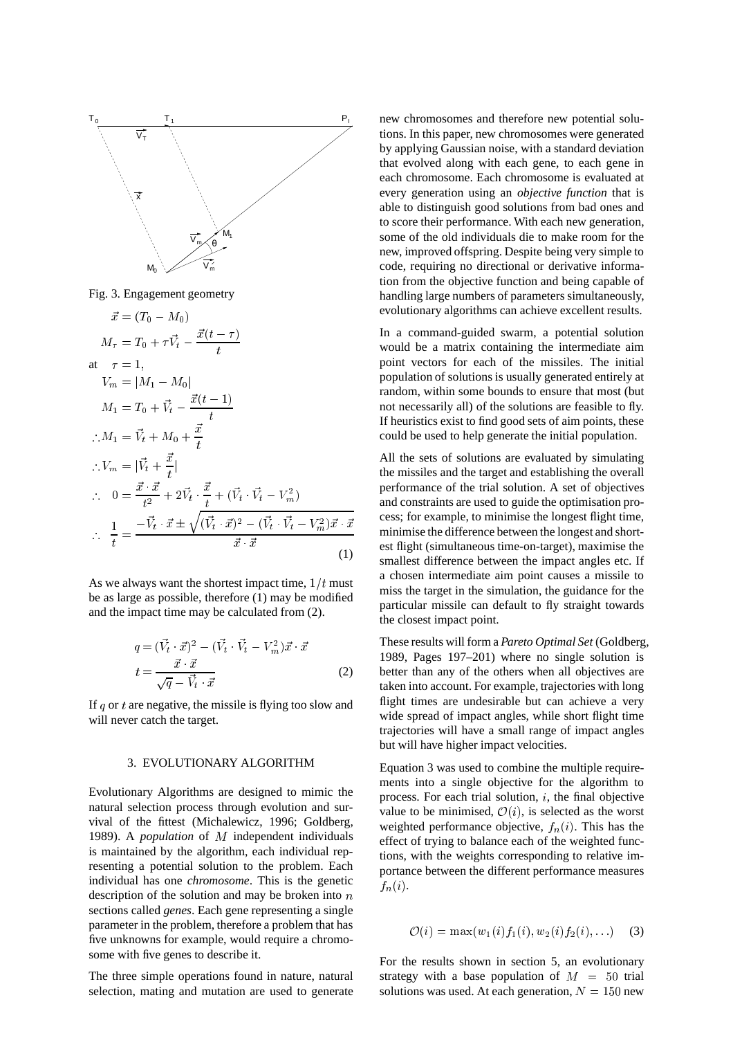Fig. 3. Engagement geometry

$$\vec{x} = (T_0 - M_0)$$

$$M_\tau = T_0 + \tau \vec{V}_t - \frac{\vec{x}(t-\tau)}{t}$$

at $\tau = 1$,

$$V_m = |M_1 - M_0|$$

$$M_1 = T_0 + \vec{V}_t - \frac{\vec{x}(t-1)}{t}$$

$$\therefore M_1 = \vec{V}_t + M_0 + \frac{\vec{x}}{t}$$

$$\therefore V_m = |\vec{V}_t + \frac{\vec{x}}{t}|$$

$$\therefore \quad 0 = \frac{\vec{x}\cdot\vec{x}}{t^2} + 2\vec{V}_t \cdot \frac{\vec{x}}{t} + (\vec{V}_t \cdot \vec{V}_t - V_m^2)$$

$$\therefore \quad \frac{1}{t} = \frac{-\vec{V}_t \cdot \vec{x} \pm \sqrt{(\vec{V}_t \cdot \vec{x})^2 - (\vec{V}_t \cdot \vec{V}_t - V_m^2)\vec{x}\cdot\vec{x}}}{\vec{x}\cdot\vec{x}} \tag{1}$$

As we always want the shortest impact time, $1/t$ must be as large as possible, therefore (1) may be modified and the impact time may be calculated from (2).

$$q = (\vec{V}_t \cdot \vec{x})^2 - (\vec{V}_t \cdot \vec{V}_t - V_m^2)\vec{x}\cdot\vec{x}$$

$$t = \frac{\vec{x}\cdot\vec{x}}{\sqrt{q} - \vec{V}_t \cdot \vec{x}} \tag{2}$$

If $q$ or $t$ are negative, the missile is flying too slow and will never catch the target.

## 3. EVOLUTIONARY ALGORITHM

Evolutionary Algorithms are designed to mimic the natural selection process through evolution and survival of the fittest (Michalewicz, 1996; Goldberg, 1989). A *population* of $M$ independent individuals is maintained by the algorithm, each individual representing a potential solution to the problem. Each individual has one *chromosome*. This is the genetic description of the solution and may be broken into $n$ sections called *genes*. Each gene representing a single parameter in the problem, therefore a problem that has five unknowns for example, would require a chromosome with five genes to describe it.

The three simple operations found in nature, natural selection, mating and mutation are used to generate new chromosomes and therefore new potential solutions. In this paper, new chromosomes were generated by applying Gaussian noise, with a standard deviation that evolved along with each gene, to each gene in each chromosome. Each chromosome is evaluated at every generation using an *objective function* that is able to distinguish good solutions from bad ones and to score their performance. With each new generation, some of the old individuals die to make room for the new, improved offspring. Despite being very simple to code, requiring no directional or derivative information from the objective function and being capable of handling large numbers of parameters simultaneously, evolutionary algorithms can achieve excellent results.

In a command-guided swarm, a potential solution would be a matrix containing the intermediate aim point vectors for each of the missiles. The initial population of solutions is usually generated entirely at random, within some bounds to ensure that most (but not necessarily all) of the solutions are feasible to fly. If heuristics exist to find good sets of aim points, these could be used to help generate the initial population.

All the sets of solutions are evaluated by simulating the missiles and the target and establishing the overall performance of the trial solution. A set of objectives and constraints are used to guide the optimisation process; for example, to minimise the longest flight time, minimise the difference between the longest and shortest flight (simultaneous time-on-target), maximise the smallest difference between the impact angles etc. If a chosen intermediate aim point causes a missile to miss the target in the simulation, the guidance for the particular missile can default to fly straight towards the closest impact point.

These results will form a *Pareto Optimal Set* (Goldberg, 1989, Pages 197–201) where no single solution is better than any of the others when all objectives are taken into account. For example, trajectories with long flight times are undesirable but can achieve a very wide spread of impact angles, while short flight time trajectories will have a small range of impact angles but will have higher impact velocities.

Equation 3 was used to combine the multiple requirements into a single objective for the algorithm to process. For each trial solution, $i$, the final objective value to be minimised, $\mathcal{O}(i)$, is selected as the worst weighted performance objective, $f_n(i)$. This has the effect of trying to balance each of the weighted functions, with the weights corresponding to relative importance between the different performance measures $f_n(i)$.

$$\mathcal{O}(i) = \max(w_1(i)f_1(i), w_2(i)f_2(i), \ldots) \tag{3}$$

For the results shown in section 5, an evolutionary strategy with a base population of $M = 50$ trial solutions was used. At each generation, $N = 150$ new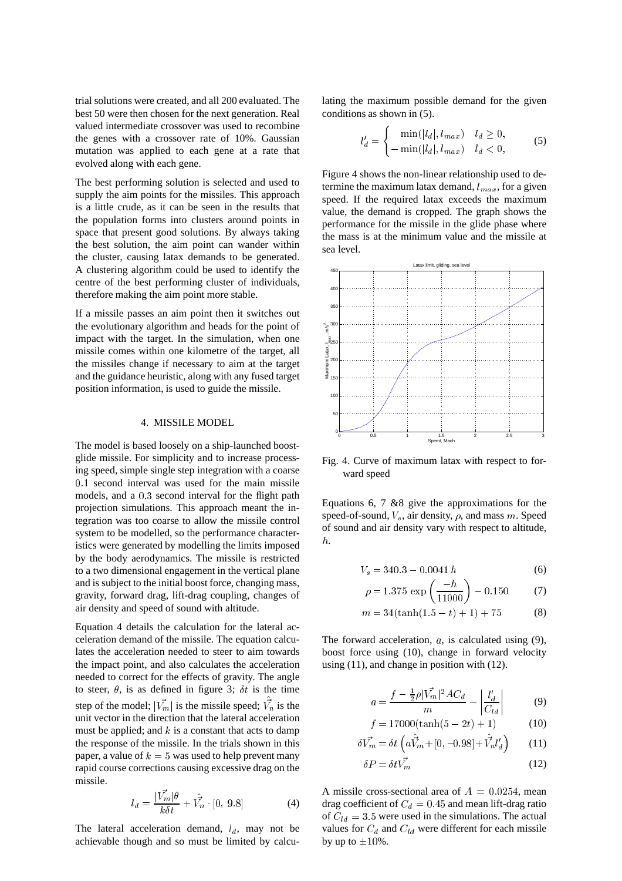trial solutions were created, and all 200 evaluated. The best 50 were then chosen for the next generation. Real valued intermediate crossover was used to recombine the genes with a crossover rate of 10%. Gaussian mutation was applied to each gene at a rate that evolved along with each gene.

The best performing solution is selected and used to supply the aim points for the missiles. This approach is a little crude, as it can be seen in the results that the population forms into clusters around points in space that present good solutions. By always taking the best solution, the aim point can wander within the cluster, causing latax demands to be generated. A clustering algorithm could be used to identify the centre of the best performing cluster of individuals, therefore making the aim point more stable.

If a missile passes an aim point then it switches out the evolutionary algorithm and heads for the point of impact with the target. In the simulation, when one missile comes within one kilometre of the target, all the missiles change if necessary to aim at the target and the guidance heuristic, along with any fused target position information, is used to guide the missile.

## 4. MISSILE MODEL

The model is based loosely on a ship-launched boost-glide missile. For simplicity and to increase processing speed, simple single step integration with a coarse $0.1$ second interval was used for the main missile models, and a $0.3$ second interval for the flight path projection simulations. This approach meant the integration was too coarse to allow the missile control system to be modelled, so the performance characteristics were generated by modelling the limits imposed by the body aerodynamics. The missile is restricted to a two dimensional engagement in the vertical plane and is subject to the initial boost force, changing mass, gravity, forward drag, lift-drag coupling, changes of air density and speed of sound with altitude.

Equation 4 details the calculation for the lateral acceleration demand of the missile. The equation calculates the acceleration needed to steer to aim towards the impact point, and also calculates the acceleration needed to correct for the effects of gravity. The angle to steer, $\theta$, is as defined in figure 3; $\delta t$ is the time step of the model; $|\vec{V_m}|$ is the missile speed; $\hat{\vec{V_n}}$ is the unit vector in the direction that the lateral acceleration must be applied; and $k$ is a constant that acts to damp the response of the missile. In the trials shown in this paper, a value of $k = 5$ was used to help prevent many rapid course corrections causing excessive drag on the missile.

$$l_d = \frac{|\vec{V_m}|\theta}{k\delta t} + \hat{\vec{V_n}} \cdot [0,\ 9.8] \qquad (4)$$

The lateral acceleration demand, $l_d$, may not be achievable though and so must be limited by calculating the maximum possible demand for the given conditions as shown in (5).

$$l'_d = \begin{cases} \min(|l_d|, l_{max}) & l_d \geq 0, \\ -\min(|l_d|, l_{max}) & l_d < 0, \end{cases} \qquad (5)$$

Figure 4 shows the non-linear relationship used to determine the maximum latax demand, $l_{max}$, for a given speed. If the required latax exceeds the maximum value, the demand is cropped. The graph shows the performance for the missile in the glide phase where the mass is at the minimum value and the missile at sea level.

Fig. 4. Curve of maximum latax with respect to forward speed

Equations 6, 7 &8 give the approximations for the speed-of-sound, $V_s$, air density, $\rho$, and mass $m$. Speed of sound and air density vary with respect to altitude, $h$.

$$V_s = 340.3 - 0.0041\,h \qquad (6)$$

$$\rho = 1.375\,\exp\left(\frac{-h}{11000}\right) - 0.150 \qquad (7)$$

$$m = 34(\tanh(1.5 - t) + 1) + 75 \qquad (8)$$

The forward acceleration, $a$, is calculated using (9), boost force using (10), change in forward velocity using (11), and change in position with (12).

$$a = \frac{f - \frac{1}{2}\rho|\vec{V_m}|^2 A C_d}{m} - \left|\frac{l'_d}{C_{ld}}\right| \qquad (9)$$

$$f = 17000(\tanh(5 - 2t) + 1) \qquad (10)$$

$$\delta\vec{V_m} = \delta t\left(a\hat{\vec{V_m}} + [0, -0.98] + \hat{\vec{V_n}} l'_d\right) \qquad (11)$$

$$\delta P = \delta t \vec{V_m} \qquad (12)$$

A missile cross-sectional area of $A = 0.0254$, mean drag coefficient of $C_d = 0.45$ and mean lift-drag ratio of $C_{ld} = 3.5$ were used in the simulations. The actual values for $C_d$ and $C_{ld}$ were different for each missile by up to $\pm 10\%$.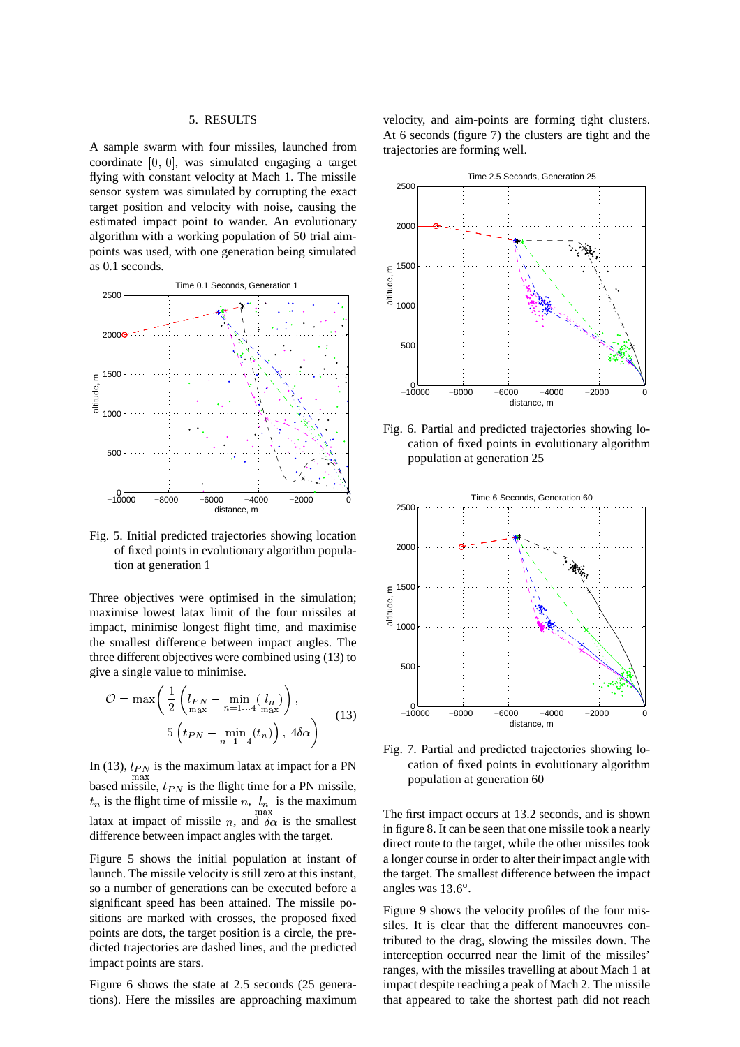## 5. RESULTS

A sample swarm with four missiles, launched from coordinate $[0, 0]$, was simulated engaging a target flying with constant velocity at Mach 1. The missile sensor system was simulated by corrupting the exact target position and velocity with noise, causing the estimated impact point to wander. An evolutionary algorithm with a working population of 50 trial aim-points was used, with one generation being simulated as 0.1 seconds.

Fig. 5. Initial predicted trajectories showing location of fixed points in evolutionary algorithm population at generation 1

Three objectives were optimised in the simulation; maximise lowest latax limit of the four missiles at impact, minimise longest flight time, and maximise the smallest difference between impact angles. The three different objectives were combined using (13) to give a single value to minimise.

$$\mathcal{O} = \max\Bigg( \frac{1}{2}\left( l_{\substack{PN\\ \max}} - \min_{n=1\ldots4}\left( l_{\substack{n\\ \max}} \right)\right), \quad 5\left(t_{PN} - \min_{n=1\ldots4}(t_n)\right), \; 4\delta\alpha \Bigg) \tag{13}$$

In (13), $l_{\substack{PN\\ \max}}$ is the maximum latax at impact for a PN based missile, $t_{PN}$ is the flight time for a PN missile, $t_n$ is the flight time of missile $n$, $l_{\substack{n\\ \max}}$ is the maximum latax at impact of missile $n$, and $\delta\alpha$ is the smallest difference between impact angles with the target.

Figure 5 shows the initial population at instant of launch. The missile velocity is still zero at this instant, so a number of generations can be executed before a significant speed has been attained. The missile positions are marked with crosses, the proposed fixed points are dots, the target position is a circle, the predicted trajectories are dashed lines, and the predicted impact points are stars.

Figure 6 shows the state at 2.5 seconds (25 generations). Here the missiles are approaching maximum velocity, and aim-points are forming tight clusters. At 6 seconds (figure 7) the clusters are tight and the trajectories are forming well.

Fig. 6. Partial and predicted trajectories showing location of fixed points in evolutionary algorithm population at generation 25

Fig. 7. Partial and predicted trajectories showing location of fixed points in evolutionary algorithm population at generation 60

The first impact occurs at 13.2 seconds, and is shown in figure 8. It can be seen that one missile took a nearly direct route to the target, while the other missiles took a longer course in order to alter their impact angle with the target. The smallest difference between the impact angles was $13.6^{\circ}$.

Figure 9 shows the velocity profiles of the four missiles. It is clear that the different manoeuvres contributed to the drag, slowing the missiles down. The interception occurred near the limit of the missiles' ranges, with the missiles travelling at about Mach 1 at impact despite reaching a peak of Mach 2. The missile that appeared to take the shortest path did not reach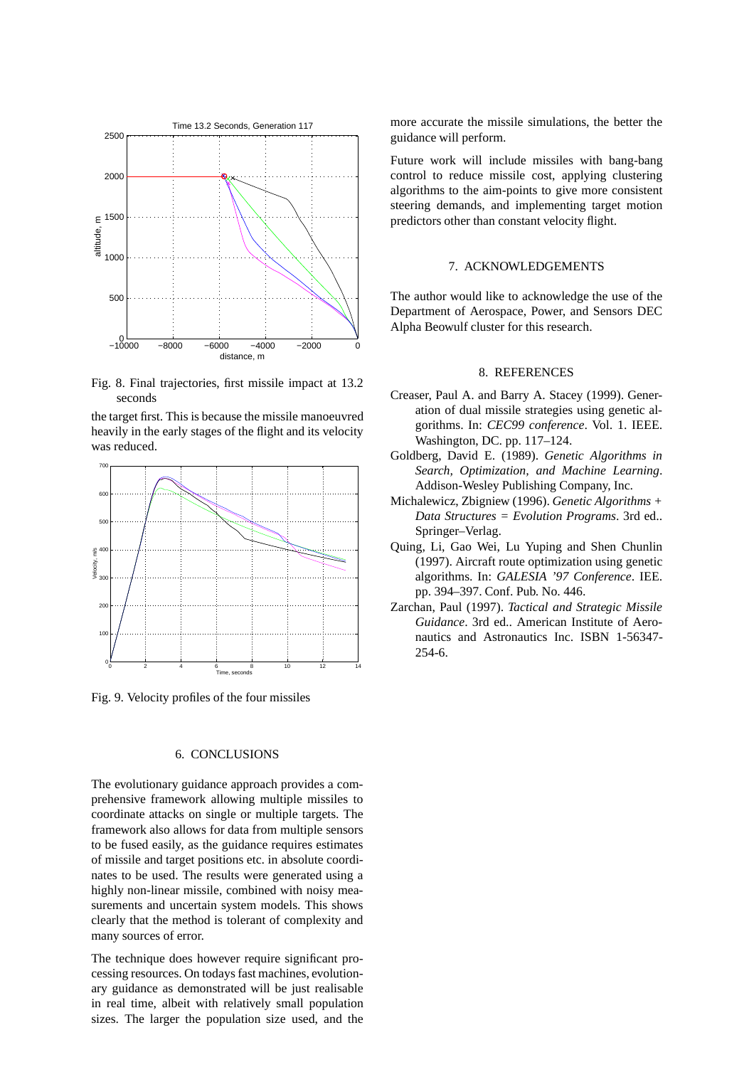Time 13.2 Seconds, Generation 117

2500
2000
1500
1000
500
0

altitude, m

−10000 −8000 −6000 −4000 −2000 0

distance, m

Fig. 8. Final trajectories, first missile impact at 13.2 seconds

the target first. This is because the missile manoeuvred heavily in the early stages of the flight and its velocity was reduced.

700
600
500
400
300
200
100
0

Velocity, m/s

0 2 4 6 8 10 12 14

Time, seconds

Fig. 9. Velocity profiles of the four missiles

## 6. CONCLUSIONS

The evolutionary guidance approach provides a comprehensive framework allowing multiple missiles to coordinate attacks on single or multiple targets. The framework also allows for data from multiple sensors to be fused easily, as the guidance requires estimates of missile and target positions etc. in absolute coordinates to be used. The results were generated using a highly non-linear missile, combined with noisy measurements and uncertain system models. This shows clearly that the method is tolerant of complexity and many sources of error.

The technique does however require significant processing resources. On todays fast machines, evolutionary guidance as demonstrated will be just realisable in real time, albeit with relatively small population sizes. The larger the population size used, and the more accurate the missile simulations, the better the guidance will perform.

Future work will include missiles with bang-bang control to reduce missile cost, applying clustering algorithms to the aim-points to give more consistent steering demands, and implementing target motion predictors other than constant velocity flight.

## 7. ACKNOWLEDGEMENTS

The author would like to acknowledge the use of the Department of Aerospace, Power, and Sensors DEC Alpha Beowulf cluster for this research.

## 8. REFERENCES

Creaser, Paul A. and Barry A. Stacey (1999). Generation of dual missile strategies using genetic algorithms. In: *CEC99 conference*. Vol. 1. IEEE. Washington, DC. pp. 117–124.

Goldberg, David E. (1989). *Genetic Algorithms in Search, Optimization, and Machine Learning*. Addison-Wesley Publishing Company, Inc.

Michalewicz, Zbigniew (1996). *Genetic Algorithms + Data Structures = Evolution Programs*. 3rd ed.. Springer–Verlag.

Quing, Li, Gao Wei, Lu Yuping and Shen Chunlin (1997). Aircraft route optimization using genetic algorithms. In: *GALESIA '97 Conference*. IEE. pp. 394–397. Conf. Pub. No. 446.

Zarchan, Paul (1997). *Tactical and Strategic Missile Guidance*. 3rd ed.. American Institute of Aeronautics and Astronautics Inc. ISBN 1-56347-254-6.